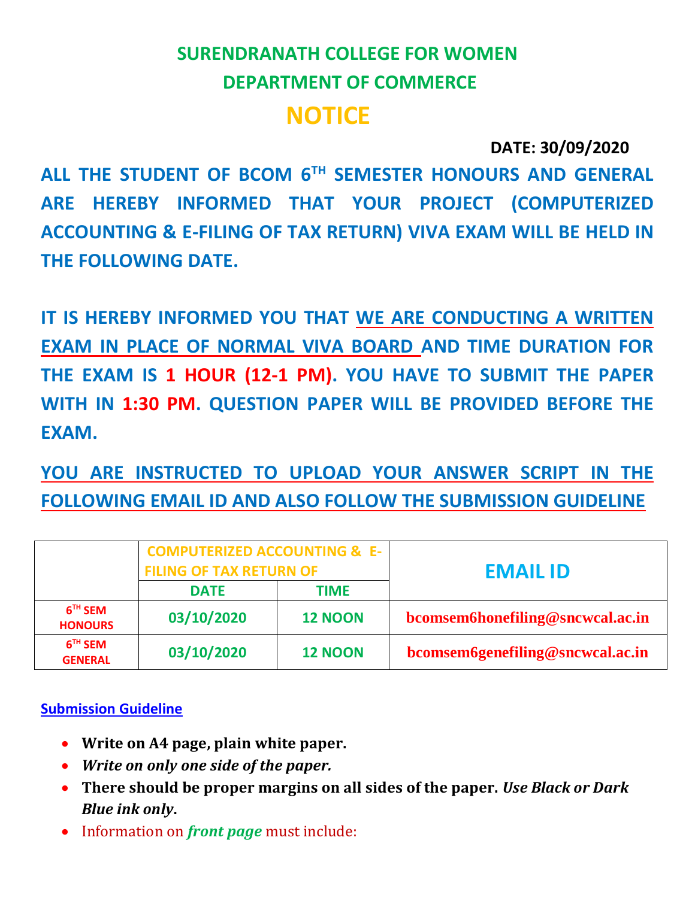# SURENDRANATH COLLEGE FOR WOMEN

## DEPARTMENT OF COMMERCE

# NOTICE

**DATE: 30/09/2020**

**ALL THE STUDENT OF BCOM 6TH SEMESTER HONOURS AND GENERAL ARE HEREBY INFORMED THAT YOUR PROJECT (COMPUTERIZED ACCOUNTING & E-FILING OF TAX RETURN) VIVA EXAM WILL BE HELD IN THE FOLLOWING DATE.**

**IT IS HEREBY INFORMED YOU THAT WE ARE CONDUCTING A WRITTEN EXAM IN PLACE OF NORMAL VIVA BOARD AND TIME DURATION FOR THE EXAM IS 1 HOUR (12-1 PM). YOU HAVE TO SUBMIT THE PAPER WITH IN 1:30 PM. QUESTION PAPER WILL BE PROVIDED BEFORE THE EXAM.**

**YOU ARE INSTRUCTED TO UPLOAD YOUR ANSWER SCRIPT IN THE FOLLOWING EMAIL ID AND ALSO FOLLOW THE SUBMISSION GUIDELINE**

| | COMPUTERIZED ACCOUNTING & E-FILING OF TAX RETURN OF | | EMAIL ID |
|---|---|---|---|
| | DATE | TIME | |
| 6TH SEM HONOURS | 03/10/2020 | 12 NOON | bcomsem6honefiling@sncwcal.ac.in |
| 6TH SEM GENERAL | 03/10/2020 | 12 NOON | bcomsem6genefiling@sncwcal.ac.in |

**Submission Guideline**

- **Write on A4 page, plain white paper.**
- ***Write on only one side of the paper.***
- **There should be proper margins on all sides of the paper.** ***Use Black or Dark Blue ink only*.**
- Information on ***front page*** must include: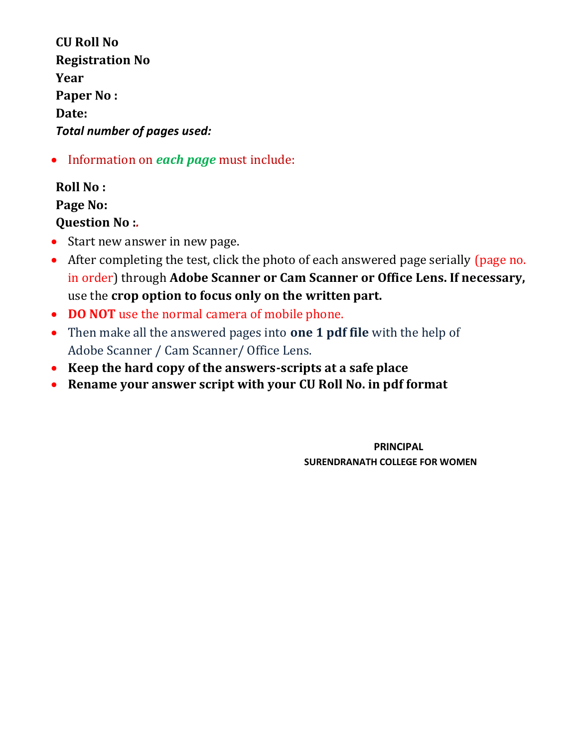**CU Roll No**
**Registration No**
**Year**
**Paper No :**
**Date:**
***Total number of pages used:***

- Information on ***each page*** must include:

**Roll No :**
**Page No:**
**Question No :.**

- Start new answer in new page.
- After completing the test, click the photo of each answered page serially (page no. in order) through **Adobe Scanner or Cam Scanner or Office Lens. If necessary,** use the **crop option to focus only on the written part.**
- **DO NOT** use the normal camera of mobile phone.
- Then make all the answered pages into **one 1 pdf file** with the help of Adobe Scanner / Cam Scanner/ Office Lens.
- **Keep the hard copy of the answers-scripts at a safe place**
- **Rename your answer script with your CU Roll No. in pdf format**

**PRINCIPAL**
**SURENDRANATH COLLEGE FOR WOMEN**